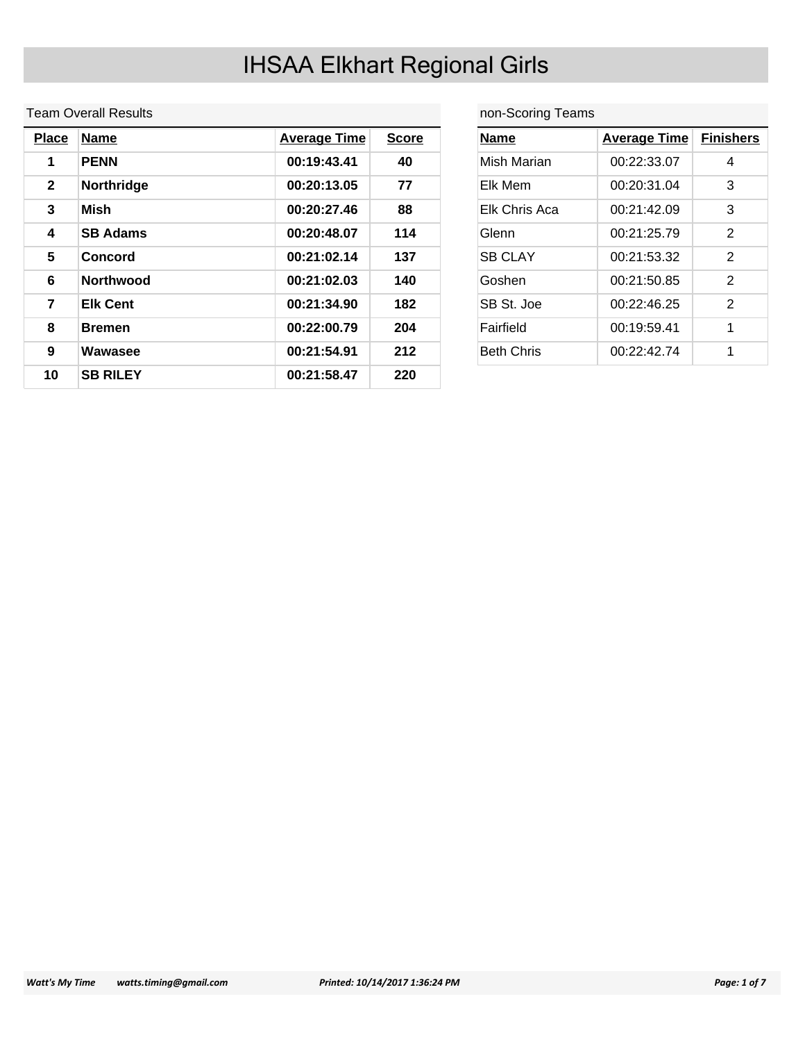# IHSAA Elkhart Regional Girls

Team Overall Results

| Place | Name | Average Time | Score |
|---|---|---|---|
| 1 | **PENN** | **00:19:43.41** | **40** |
| 2 | **Northridge** | **00:20:13.05** | **77** |
| 3 | **Mish** | **00:20:27.46** | **88** |
| 4 | **SB Adams** | **00:20:48.07** | **114** |
| 5 | **Concord** | **00:21:02.14** | **137** |
| 6 | **Northwood** | **00:21:02.03** | **140** |
| 7 | **Elk Cent** | **00:21:34.90** | **182** |
| 8 | **Bremen** | **00:22:00.79** | **204** |
| 9 | **Wawasee** | **00:21:54.91** | **212** |
| 10 | **SB RILEY** | **00:21:58.47** | **220** |

non-Scoring Teams

| Name | Average Time | Finishers |
|---|---|---|
| Mish Marian | 00:22:33.07 | 4 |
| Elk Mem | 00:20:31.04 | 3 |
| Elk Chris Aca | 00:21:42.09 | 3 |
| Glenn | 00:21:25.79 | 2 |
| SB CLAY | 00:21:53.32 | 2 |
| Goshen | 00:21:50.85 | 2 |
| SB St. Joe | 00:22:46.25 | 2 |
| Fairfield | 00:19:59.41 | 1 |
| Beth Chris | 00:22:42.74 | 1 |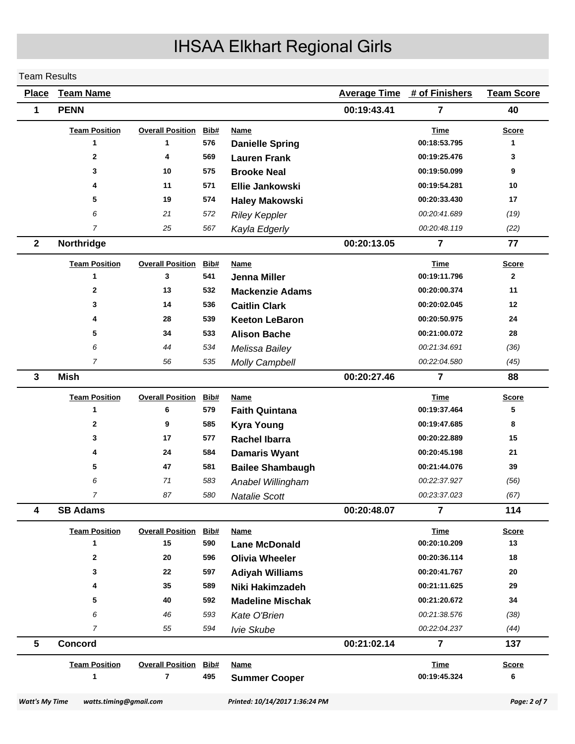# IHSAA Elkhart Regional Girls

Team Results

| Place | Team Name | Average Time | # of Finishers | Team Score |
|---|---|---|---|---|
| **1** | **PENN** | **00:19:43.41** | **7** | **40** |

| Team Position | Overall Position | Bib# | Name | Time | Score |
|---|---|---|---|---|---|
| 1 | 1 | 576 | **Danielle Spring** | 00:18:53.795 | 1 |
| 2 | 4 | 569 | **Lauren Frank** | 00:19:25.476 | 3 |
| 3 | 10 | 575 | **Brooke Neal** | 00:19:50.099 | 9 |
| 4 | 11 | 571 | **Ellie Jankowski** | 00:19:54.281 | 10 |
| 5 | 19 | 574 | **Haley Makowski** | 00:20:33.430 | 17 |
| *6* | *21* | *572* | *Riley Keppler* | *00:20:41.689* | *(19)* |
| *7* | *25* | *567* | *Kayla Edgerly* | *00:20:48.119* | *(22)* |

| Place | Team Name | Average Time | # of Finishers | Team Score |
|---|---|---|---|---|
| **2** | **Northridge** | **00:20:13.05** | **7** | **77** |

| Team Position | Overall Position | Bib# | Name | Time | Score |
|---|---|---|---|---|---|
| 1 | 3 | 541 | **Jenna Miller** | 00:19:11.796 | 2 |
| 2 | 13 | 532 | **Mackenzie Adams** | 00:20:00.374 | 11 |
| 3 | 14 | 536 | **Caitlin Clark** | 00:20:02.045 | 12 |
| 4 | 28 | 539 | **Keeton LeBaron** | 00:20:50.975 | 24 |
| 5 | 34 | 533 | **Alison Bache** | 00:21:00.072 | 28 |
| *6* | *44* | *534* | *Melissa Bailey* | *00:21:34.691* | *(36)* |
| *7* | *56* | *535* | *Molly Campbell* | *00:22:04.580* | *(45)* |

| Place | Team Name | Average Time | # of Finishers | Team Score |
|---|---|---|---|---|
| **3** | **Mish** | **00:20:27.46** | **7** | **88** |

| Team Position | Overall Position | Bib# | Name | Time | Score |
|---|---|---|---|---|---|
| 1 | 6 | 579 | **Faith Quintana** | 00:19:37.464 | 5 |
| 2 | 9 | 585 | **Kyra Young** | 00:19:47.685 | 8 |
| 3 | 17 | 577 | **Rachel Ibarra** | 00:20:22.889 | 15 |
| 4 | 24 | 584 | **Damaris Wyant** | 00:20:45.198 | 21 |
| 5 | 47 | 581 | **Bailee Shambaugh** | 00:21:44.076 | 39 |
| *6* | *71* | *583* | *Anabel Willingham* | *00:22:37.927* | *(56)* |
| *7* | *87* | *580* | *Natalie Scott* | *00:23:37.023* | *(67)* |

| Place | Team Name | Average Time | # of Finishers | Team Score |
|---|---|---|---|---|
| **4** | **SB Adams** | **00:20:48.07** | **7** | **114** |

| Team Position | Overall Position | Bib# | Name | Time | Score |
|---|---|---|---|---|---|
| 1 | 15 | 590 | **Lane McDonald** | 00:20:10.209 | 13 |
| 2 | 20 | 596 | **Olivia Wheeler** | 00:20:36.114 | 18 |
| 3 | 22 | 597 | **Adiyah Williams** | 00:20:41.767 | 20 |
| 4 | 35 | 589 | **Niki Hakimzadeh** | 00:21:11.625 | 29 |
| 5 | 40 | 592 | **Madeline Mischak** | 00:21:20.672 | 34 |
| *6* | *46* | *593* | *Kate O'Brien* | *00:21:38.576* | *(38)* |
| *7* | *55* | *594* | *Ivie Skube* | *00:22:04.237* | *(44)* |

| Place | Team Name | Average Time | # of Finishers | Team Score |
|---|---|---|---|---|
| **5** | **Concord** | **00:21:02.14** | **7** | **137** |

| Team Position | Overall Position | Bib# | Name | Time | Score |
|---|---|---|---|---|---|
| 1 | 7 | 495 | **Summer Cooper** | 00:19:45.324 | 6 |

*Watt's My Time* *watts.timing@gmail.com* *Printed: 10/14/2017 1:36:24 PM*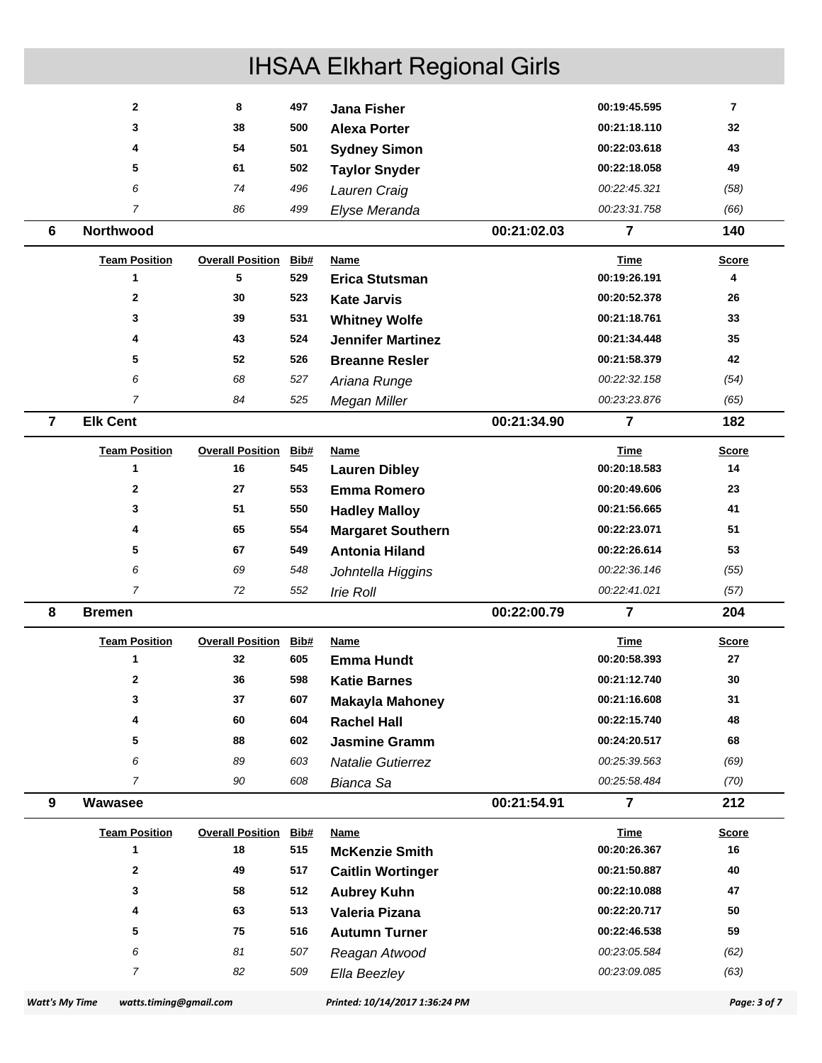# IHSAA Elkhart Regional Girls

| | | | | | | | |
|---|---|---|---|---|---|---|---|
| | 2 | 8 | 497 | **Jana Fisher** | | 00:19:45.595 | 7 |
| | 3 | 38 | 500 | **Alexa Porter** | | 00:21:18.110 | 32 |
| | 4 | 54 | 501 | **Sydney Simon** | | 00:22:03.618 | 43 |
| | 5 | 61 | 502 | **Taylor Snyder** | | 00:22:18.058 | 49 |
| | *6* | *74* | *496* | *Lauren Craig* | | *00:22:45.321* | *(58)* |
| | *7* | *86* | *499* | *Elyse Meranda* | | *00:23:31.758* | *(66)* |
| **6** | **Northwood** | | | | **00:21:02.03** | **7** | **140** |
| | **Team Position** | **Overall Position** | **Bib#** | **Name** | | **Time** | **Score** |
| | 1 | 5 | 529 | **Erica Stutsman** | | 00:19:26.191 | 4 |
| | 2 | 30 | 523 | **Kate Jarvis** | | 00:20:52.378 | 26 |
| | 3 | 39 | 531 | **Whitney Wolfe** | | 00:21:18.761 | 33 |
| | 4 | 43 | 524 | **Jennifer Martinez** | | 00:21:34.448 | 35 |
| | 5 | 52 | 526 | **Breanne Resler** | | 00:21:58.379 | 42 |
| | *6* | *68* | *527* | *Ariana Runge* | | *00:22:32.158* | *(54)* |
| | *7* | *84* | *525* | *Megan Miller* | | *00:23:23.876* | *(65)* |
| **7** | **Elk Cent** | | | | **00:21:34.90** | **7** | **182** |
| | **Team Position** | **Overall Position** | **Bib#** | **Name** | | **Time** | **Score** |
| | 1 | 16 | 545 | **Lauren Dibley** | | 00:20:18.583 | 14 |
| | 2 | 27 | 553 | **Emma Romero** | | 00:20:49.606 | 23 |
| | 3 | 51 | 550 | **Hadley Malloy** | | 00:21:56.665 | 41 |
| | 4 | 65 | 554 | **Margaret Southern** | | 00:22:23.071 | 51 |
| | 5 | 67 | 549 | **Antonia Hiland** | | 00:22:26.614 | 53 |
| | *6* | *69* | *548* | *Johntella Higgins* | | *00:22:36.146* | *(55)* |
| | *7* | *72* | *552* | *Irie Roll* | | *00:22:41.021* | *(57)* |
| **8** | **Bremen** | | | | **00:22:00.79** | **7** | **204** |
| | **Team Position** | **Overall Position** | **Bib#** | **Name** | | **Time** | **Score** |
| | 1 | 32 | 605 | **Emma Hundt** | | 00:20:58.393 | 27 |
| | 2 | 36 | 598 | **Katie Barnes** | | 00:21:12.740 | 30 |
| | 3 | 37 | 607 | **Makayla Mahoney** | | 00:21:16.608 | 31 |
| | 4 | 60 | 604 | **Rachel Hall** | | 00:22:15.740 | 48 |
| | 5 | 88 | 602 | **Jasmine Gramm** | | 00:24:20.517 | 68 |
| | *6* | *89* | *603* | *Natalie Gutierrez* | | *00:25:39.563* | *(69)* |
| | *7* | *90* | *608* | *Bianca Sa* | | *00:25:58.484* | *(70)* |
| **9** | **Wawasee** | | | | **00:21:54.91** | **7** | **212** |
| | **Team Position** | **Overall Position** | **Bib#** | **Name** | | **Time** | **Score** |
| | 1 | 18 | 515 | **McKenzie Smith** | | 00:20:26.367 | 16 |
| | 2 | 49 | 517 | **Caitlin Wortinger** | | 00:21:50.887 | 40 |
| | 3 | 58 | 512 | **Aubrey Kuhn** | | 00:22:10.088 | 47 |
| | 4 | 63 | 513 | **Valeria Pizana** | | 00:22:20.717 | 50 |
| | 5 | 75 | 516 | **Autumn Turner** | | 00:22:46.538 | 59 |
| | *6* | *81* | *507* | *Reagan Atwood* | | *00:23:05.584* | *(62)* |
| | *7* | *82* | *509* | *Ella Beezley* | | *00:23:09.085* | *(63)* |

*Watt's My Time* *watts.timing@gmail.com* *Printed: 10/14/2017 1:36:24 PM*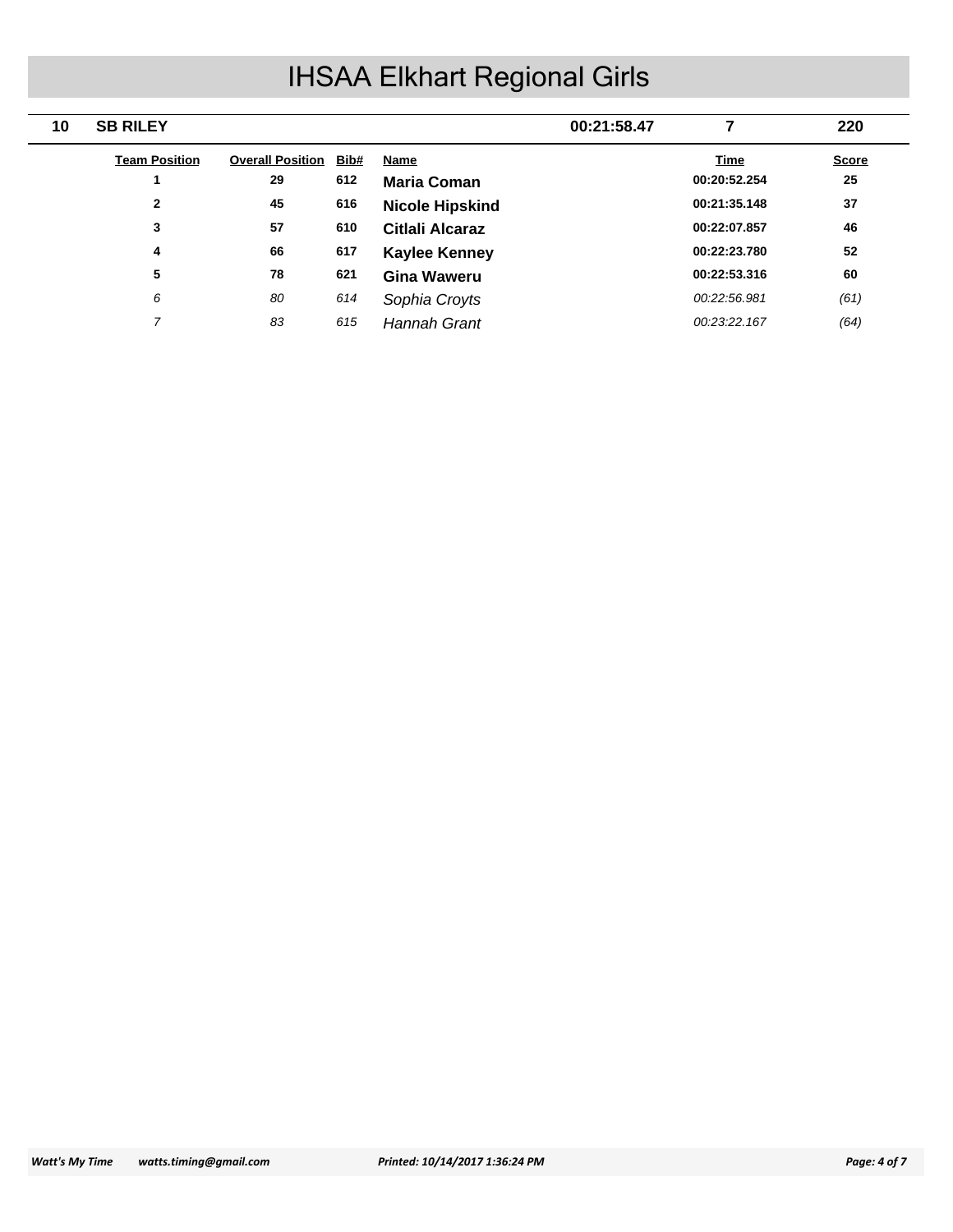# IHSAA Elkhart Regional Girls

| 10 | SB RILEY | 00:21:58.47 | 7 | 220 |
|---|---|---|---|---|

| Team Position | Overall Position | Bib# | Name | Time | Score |
|---|---|---|---|---|---|
| **1** | **29** | **612** | **Maria Coman** | **00:20:52.254** | **25** |
| **2** | **45** | **616** | **Nicole Hipskind** | **00:21:35.148** | **37** |
| **3** | **57** | **610** | **Citlali Alcaraz** | **00:22:07.857** | **46** |
| **4** | **66** | **617** | **Kaylee Kenney** | **00:22:23.780** | **52** |
| **5** | **78** | **621** | **Gina Waweru** | **00:22:53.316** | **60** |
| *6* | *80* | *614* | *Sophia Croyts* | *00:22:56.981* | *(61)* |
| *7* | *83* | *615* | *Hannah Grant* | *00:23:22.167* | *(64)* |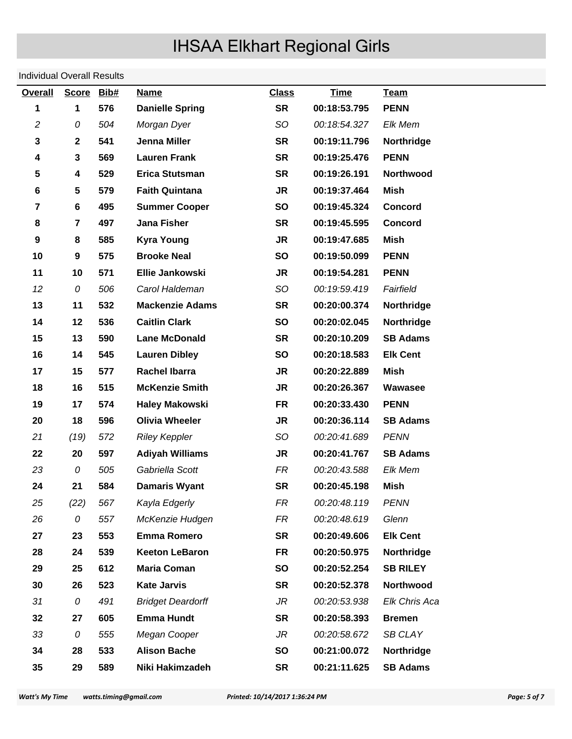# IHSAA Elkhart Regional Girls

Individual Overall Results

| Overall | Score | Bib# | Name | Class | Time | Team |
|---|---|---|---|---|---|---|
| **1** | **1** | **576** | **Danielle Spring** | **SR** | **00:18:53.795** | **PENN** |
| *2* | *0* | *504* | *Morgan Dyer* | *SO* | *00:18:54.327* | *Elk Mem* |
| **3** | **2** | **541** | **Jenna Miller** | **SR** | **00:19:11.796** | **Northridge** |
| **4** | **3** | **569** | **Lauren Frank** | **SR** | **00:19:25.476** | **PENN** |
| **5** | **4** | **529** | **Erica Stutsman** | **SR** | **00:19:26.191** | **Northwood** |
| **6** | **5** | **579** | **Faith Quintana** | **JR** | **00:19:37.464** | **Mish** |
| **7** | **6** | **495** | **Summer Cooper** | **SO** | **00:19:45.324** | **Concord** |
| **8** | **7** | **497** | **Jana Fisher** | **SR** | **00:19:45.595** | **Concord** |
| **9** | **8** | **585** | **Kyra Young** | **JR** | **00:19:47.685** | **Mish** |
| **10** | **9** | **575** | **Brooke Neal** | **SO** | **00:19:50.099** | **PENN** |
| **11** | **10** | **571** | **Ellie Jankowski** | **JR** | **00:19:54.281** | **PENN** |
| *12* | *0* | *506* | *Carol Haldeman* | *SO* | *00:19:59.419* | *Fairfield* |
| **13** | **11** | **532** | **Mackenzie Adams** | **SR** | **00:20:00.374** | **Northridge** |
| **14** | **12** | **536** | **Caitlin Clark** | **SO** | **00:20:02.045** | **Northridge** |
| **15** | **13** | **590** | **Lane McDonald** | **SR** | **00:20:10.209** | **SB Adams** |
| **16** | **14** | **545** | **Lauren Dibley** | **SO** | **00:20:18.583** | **Elk Cent** |
| **17** | **15** | **577** | **Rachel Ibarra** | **JR** | **00:20:22.889** | **Mish** |
| **18** | **16** | **515** | **McKenzie Smith** | **JR** | **00:20:26.367** | **Wawasee** |
| **19** | **17** | **574** | **Haley Makowski** | **FR** | **00:20:33.430** | **PENN** |
| **20** | **18** | **596** | **Olivia Wheeler** | **JR** | **00:20:36.114** | **SB Adams** |
| *21* | *(19)* | *572* | *Riley Keppler* | *SO* | *00:20:41.689* | *PENN* |
| **22** | **20** | **597** | **Adiyah Williams** | **JR** | **00:20:41.767** | **SB Adams** |
| *23* | *0* | *505* | *Gabriella Scott* | *FR* | *00:20:43.588* | *Elk Mem* |
| **24** | **21** | **584** | **Damaris Wyant** | **SR** | **00:20:45.198** | **Mish** |
| *25* | *(22)* | *567* | *Kayla Edgerly* | *FR* | *00:20:48.119* | *PENN* |
| *26* | *0* | *557* | *McKenzie Hudgen* | *FR* | *00:20:48.619* | *Glenn* |
| **27** | **23** | **553** | **Emma Romero** | **SR** | **00:20:49.606** | **Elk Cent** |
| **28** | **24** | **539** | **Keeton LeBaron** | **FR** | **00:20:50.975** | **Northridge** |
| **29** | **25** | **612** | **Maria Coman** | **SO** | **00:20:52.254** | **SB RILEY** |
| **30** | **26** | **523** | **Kate Jarvis** | **SR** | **00:20:52.378** | **Northwood** |
| *31* | *0* | *491* | *Bridget Deardorff* | *JR* | *00:20:53.938* | *Elk Chris Aca* |
| **32** | **27** | **605** | **Emma Hundt** | **SR** | **00:20:58.393** | **Bremen** |
| *33* | *0* | *555* | *Megan Cooper* | *JR* | *00:20:58.672* | *SB CLAY* |
| **34** | **28** | **533** | **Alison Bache** | **SO** | **00:21:00.072** | **Northridge** |
| **35** | **29** | **589** | **Niki Hakimzadeh** | **SR** | **00:21:11.625** | **SB Adams** |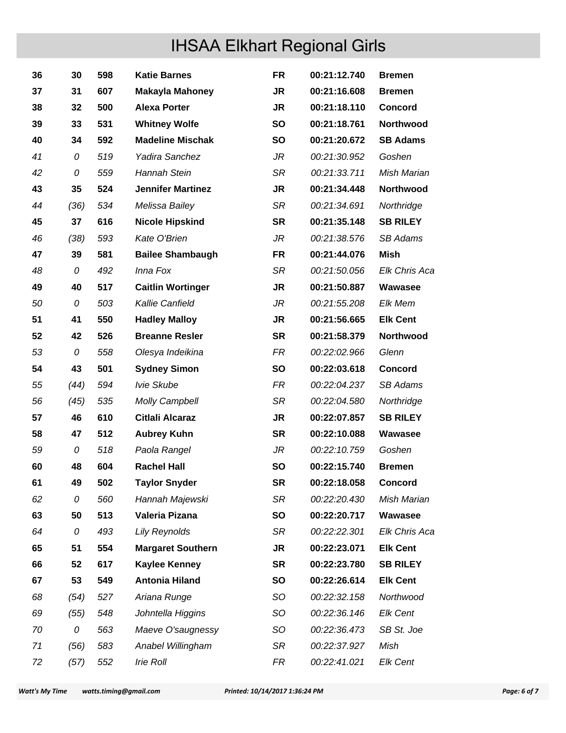# IHSAA Elkhart Regional Girls

| | | | | | | |
|---|---|---|---|---|---|---|
| **36** | **30** | **598** | **Katie Barnes** | **FR** | **00:21:12.740** | **Bremen** |
| **37** | **31** | **607** | **Makayla Mahoney** | **JR** | **00:21:16.608** | **Bremen** |
| **38** | **32** | **500** | **Alexa Porter** | **JR** | **00:21:18.110** | **Concord** |
| **39** | **33** | **531** | **Whitney Wolfe** | **SO** | **00:21:18.761** | **Northwood** |
| **40** | **34** | **592** | **Madeline Mischak** | **SO** | **00:21:20.672** | **SB Adams** |
| *41* | *0* | *519* | *Yadira Sanchez* | *JR* | *00:21:30.952* | *Goshen* |
| *42* | *0* | *559* | *Hannah Stein* | *SR* | *00:21:33.711* | *Mish Marian* |
| **43** | **35** | **524** | **Jennifer Martinez** | **JR** | **00:21:34.448** | **Northwood** |
| *44* | *(36)* | *534* | *Melissa Bailey* | *SR* | *00:21:34.691* | *Northridge* |
| **45** | **37** | **616** | **Nicole Hipskind** | **SR** | **00:21:35.148** | **SB RILEY** |
| *46* | *(38)* | *593* | *Kate O'Brien* | *JR* | *00:21:38.576* | *SB Adams* |
| **47** | **39** | **581** | **Bailee Shambaugh** | **FR** | **00:21:44.076** | **Mish** |
| *48* | *0* | *492* | *Inna Fox* | *SR* | *00:21:50.056* | *Elk Chris Aca* |
| **49** | **40** | **517** | **Caitlin Wortinger** | **JR** | **00:21:50.887** | **Wawasee** |
| *50* | *0* | *503* | *Kallie Canfield* | *JR* | *00:21:55.208* | *Elk Mem* |
| **51** | **41** | **550** | **Hadley Malloy** | **JR** | **00:21:56.665** | **Elk Cent** |
| **52** | **42** | **526** | **Breanne Resler** | **SR** | **00:21:58.379** | **Northwood** |
| *53* | *0* | *558* | *Olesya Indeikina* | *FR* | *00:22:02.966* | *Glenn* |
| **54** | **43** | **501** | **Sydney Simon** | **SO** | **00:22:03.618** | **Concord** |
| *55* | *(44)* | *594* | *Ivie Skube* | *FR* | *00:22:04.237* | *SB Adams* |
| *56* | *(45)* | *535* | *Molly Campbell* | *SR* | *00:22:04.580* | *Northridge* |
| **57** | **46** | **610** | **Citlali Alcaraz** | **JR** | **00:22:07.857** | **SB RILEY** |
| **58** | **47** | **512** | **Aubrey Kuhn** | **SR** | **00:22:10.088** | **Wawasee** |
| *59* | *0* | *518* | *Paola Rangel* | *JR* | *00:22:10.759* | *Goshen* |
| **60** | **48** | **604** | **Rachel Hall** | **SO** | **00:22:15.740** | **Bremen** |
| **61** | **49** | **502** | **Taylor Snyder** | **SR** | **00:22:18.058** | **Concord** |
| *62* | *0* | *560* | *Hannah Majewski* | *SR* | *00:22:20.430* | *Mish Marian* |
| **63** | **50** | **513** | **Valeria Pizana** | **SO** | **00:22:20.717** | **Wawasee** |
| *64* | *0* | *493* | *Lily Reynolds* | *SR* | *00:22:22.301* | *Elk Chris Aca* |
| **65** | **51** | **554** | **Margaret Southern** | **JR** | **00:22:23.071** | **Elk Cent** |
| **66** | **52** | **617** | **Kaylee Kenney** | **SR** | **00:22:23.780** | **SB RILEY** |
| **67** | **53** | **549** | **Antonia Hiland** | **SO** | **00:22:26.614** | **Elk Cent** |
| *68* | *(54)* | *527* | *Ariana Runge* | *SO* | *00:22:32.158* | *Northwood* |
| *69* | *(55)* | *548* | *Johntella Higgins* | *SO* | *00:22:36.146* | *Elk Cent* |
| *70* | *0* | *563* | *Maeve O'saugnessy* | *SO* | *00:22:36.473* | *SB St. Joe* |
| *71* | *(56)* | *583* | *Anabel Willingham* | *SR* | *00:22:37.927* | *Mish* |
| *72* | *(57)* | *552* | *Irie Roll* | *FR* | *00:22:41.021* | *Elk Cent* |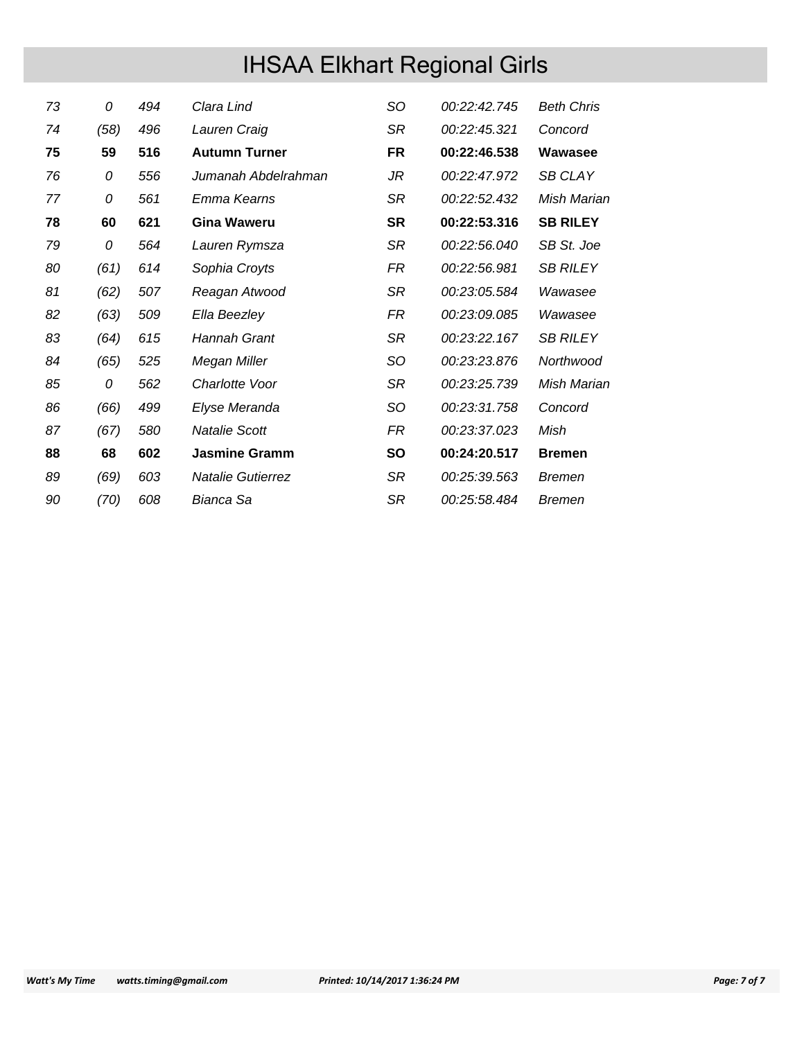# IHSAA Elkhart Regional Girls

| | | | | | | |
|---|---|---|---|---|---|---|
| *73* | *0* | *494* | *Clara Lind* | *SO* | *00:22:42.745* | *Beth Chris* |
| *74* | *(58)* | *496* | *Lauren Craig* | *SR* | *00:22:45.321* | *Concord* |
| **75** | **59** | **516** | **Autumn Turner** | **FR** | **00:22:46.538** | **Wawasee** |
| *76* | *0* | *556* | *Jumanah Abdelrahman* | *JR* | *00:22:47.972* | *SB CLAY* |
| *77* | *0* | *561* | *Emma Kearns* | *SR* | *00:22:52.432* | *Mish Marian* |
| **78** | **60** | **621** | **Gina Waweru** | **SR** | **00:22:53.316** | **SB RILEY** |
| *79* | *0* | *564* | *Lauren Rymsza* | *SR* | *00:22:56.040* | *SB St. Joe* |
| *80* | *(61)* | *614* | *Sophia Croyts* | *FR* | *00:22:56.981* | *SB RILEY* |
| *81* | *(62)* | *507* | *Reagan Atwood* | *SR* | *00:23:05.584* | *Wawasee* |
| *82* | *(63)* | *509* | *Ella Beezley* | *FR* | *00:23:09.085* | *Wawasee* |
| *83* | *(64)* | *615* | *Hannah Grant* | *SR* | *00:23:22.167* | *SB RILEY* |
| *84* | *(65)* | *525* | *Megan Miller* | *SO* | *00:23:23.876* | *Northwood* |
| *85* | *0* | *562* | *Charlotte Voor* | *SR* | *00:23:25.739* | *Mish Marian* |
| *86* | *(66)* | *499* | *Elyse Meranda* | *SO* | *00:23:31.758* | *Concord* |
| *87* | *(67)* | *580* | *Natalie Scott* | *FR* | *00:23:37.023* | *Mish* |
| **88** | **68** | **602** | **Jasmine Gramm** | **SO** | **00:24:20.517** | **Bremen** |
| *89* | *(69)* | *603* | *Natalie Gutierrez* | *SR* | *00:25:39.563* | *Bremen* |
| *90* | *(70)* | *608* | *Bianca Sa* | *SR* | *00:25:58.484* | *Bremen* |

*Watt's My Time* *watts.timing@gmail.com* *Printed: 10/14/2017 1:36:24 PM*